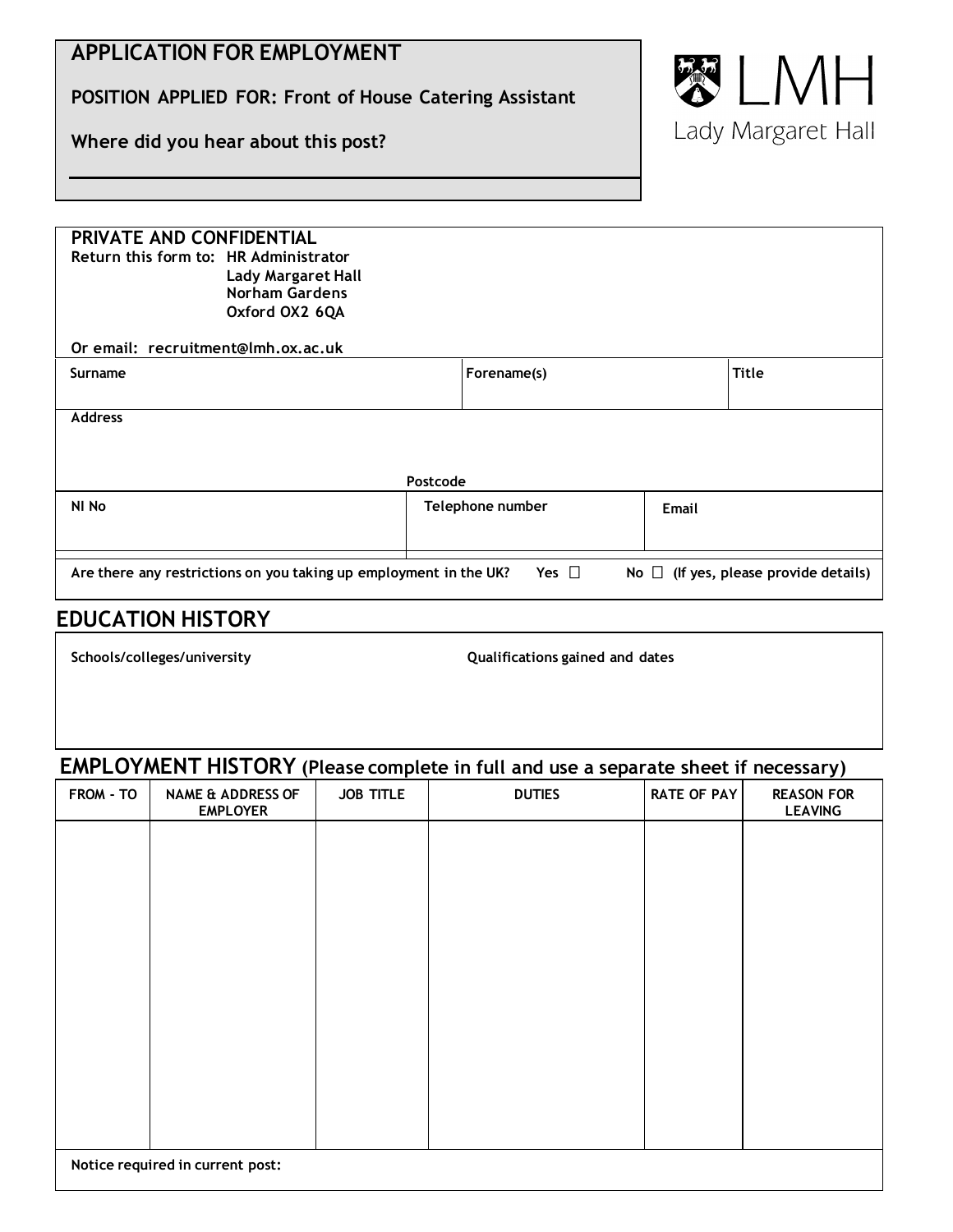# APPLICATION FOR EMPLOYMENT

**POSITION APPLIED FOR: Front of House Catering Assistant**

**Where did you hear about this post?**

LMH
Lady Margaret Hall

**PRIVATE AND CONFIDENTIAL**

**Return this form to: HR Administrator**
**Lady Margaret Hall**
**Norham Gardens**
**Oxford OX2 6QA**

**Or email: recruitment@lmh.ox.ac.uk**

| Surname | Forename(s) | Title |
|---|---|---|
| | | |

**Address**

**Postcode**

| NI No | Telephone number | Email |
|---|---|---|
| | | |

**Are there any restrictions on you taking up employment in the UK?** Yes ☐ No ☐ (If yes, please provide details)

## EDUCATION HISTORY

| Schools/colleges/university | Qualifications gained and dates |
|---|---|
| | |

## EMPLOYMENT HISTORY (Please complete in full and use a separate sheet if necessary)

| FROM - TO | NAME & ADDRESS OF EMPLOYER | JOB TITLE | DUTIES | RATE OF PAY | REASON FOR LEAVING |
|---|---|---|---|---|---|
| | | | | | |

**Notice required in current post:**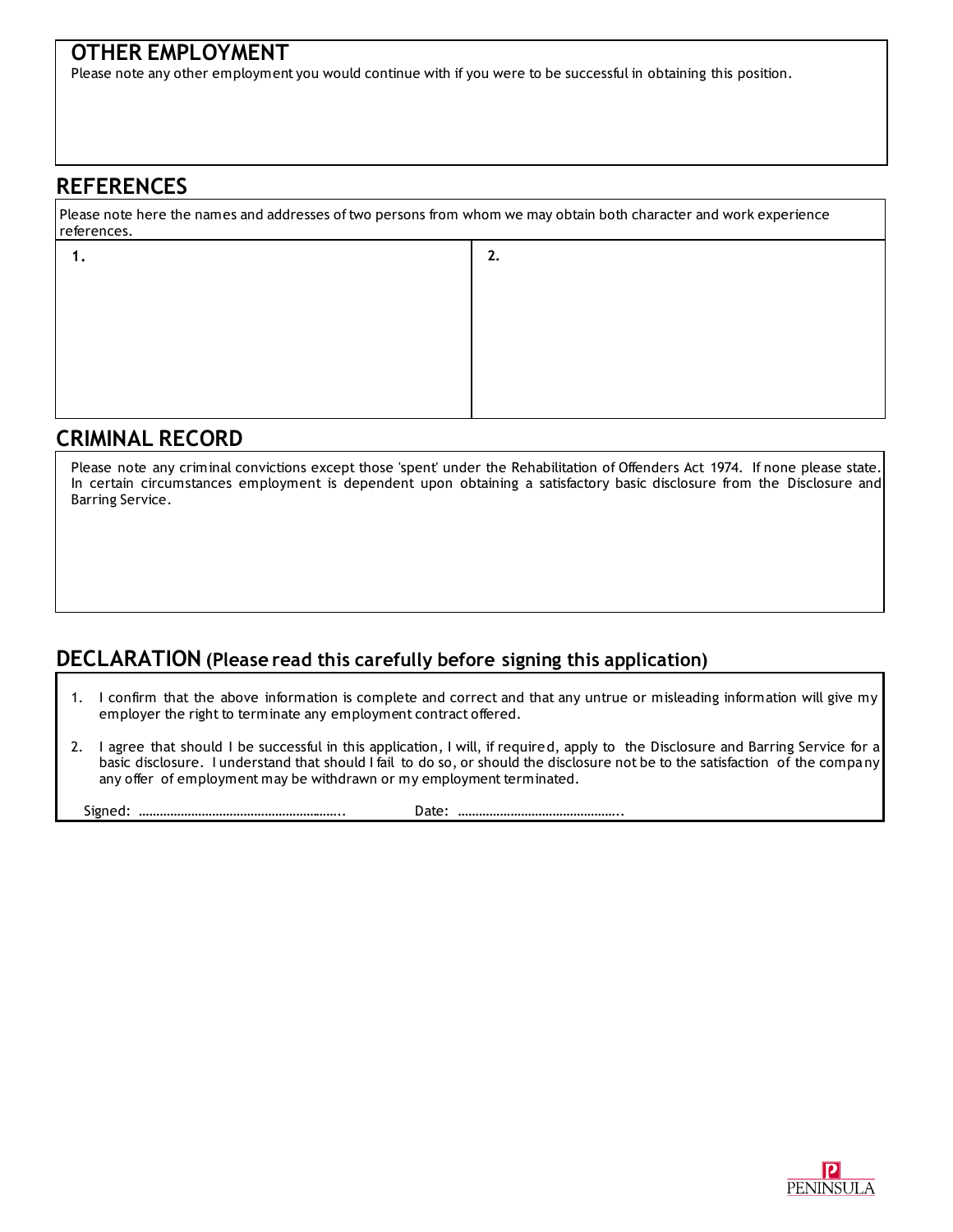## OTHER EMPLOYMENT

Please note any other employment you would continue with if you were to be successful in obtaining this position.

## REFERENCES

Please note here the names and addresses of two persons from whom we may obtain both character and work experience references.

| | |
|---|---|
| 1. | 2. |

## CRIMINAL RECORD

Please note any criminal convictions except those 'spent' under the Rehabilitation of Offenders Act 1974. If none please state. In certain circumstances employment is dependent upon obtaining a satisfactory basic disclosure from the Disclosure and Barring Service.

## DECLARATION (Please read this carefully before signing this application)

1. I confirm that the above information is complete and correct and that any untrue or misleading information will give my employer the right to terminate any employment contract offered.

2. I agree that should I be successful in this application, I will, if required, apply to the Disclosure and Barring Service for a basic disclosure. I understand that should I fail to do so, or should the disclosure not be to the satisfaction of the company any offer of employment may be withdrawn or my employment terminated.

Signed: ………………………………………………….. Date: ………………………………………..

PENINSULA